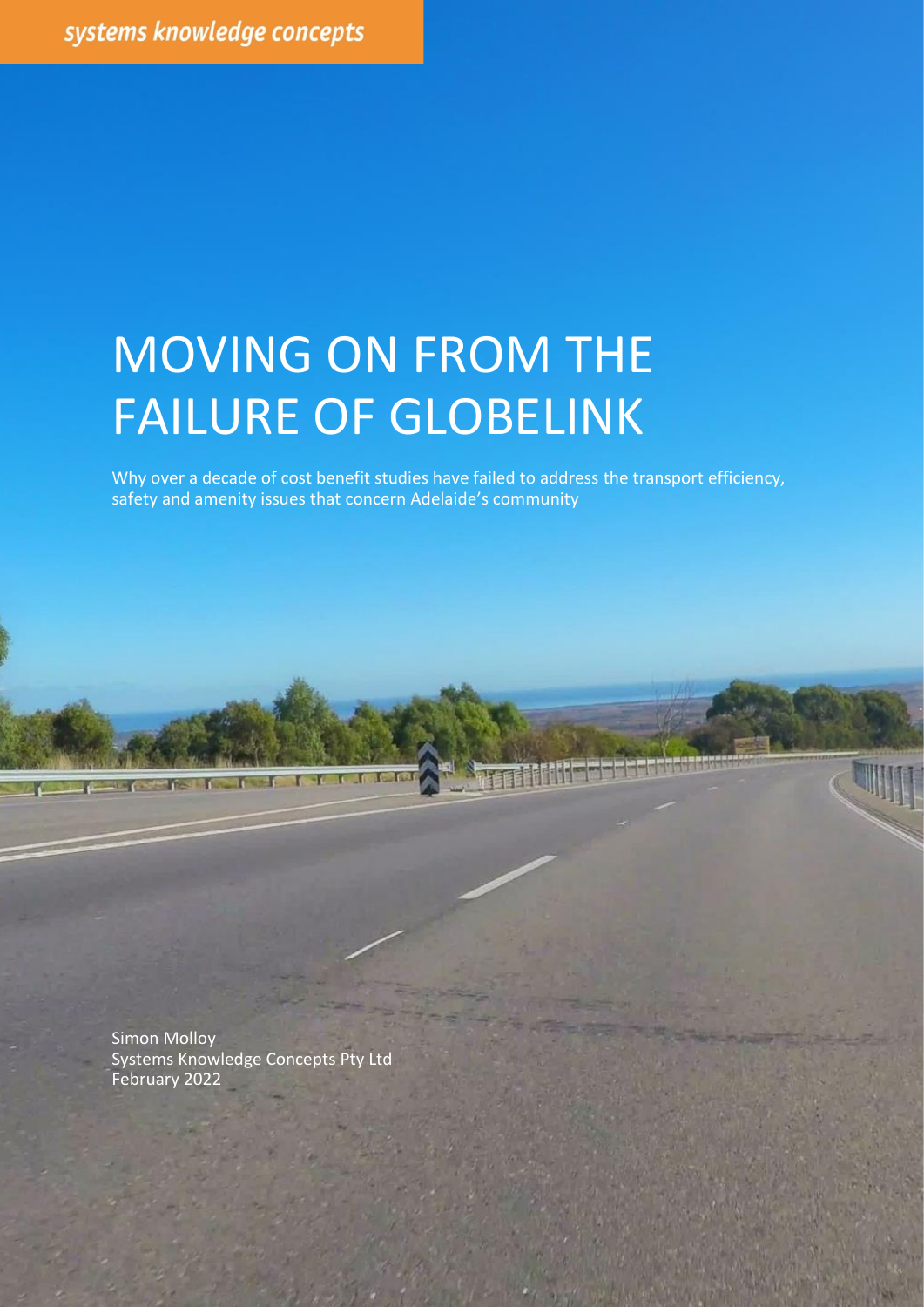systems knowledge concepts

# MOVING ON FROM THE FAILURE OF GLOBELINK

Why over a decade of cost benefit studies have failed to address the transport efficiency, safety and amenity issues that concern Adelaide's community

Simon Molloy  
Systems Knowledge Concepts Pty Ltd  
February 2022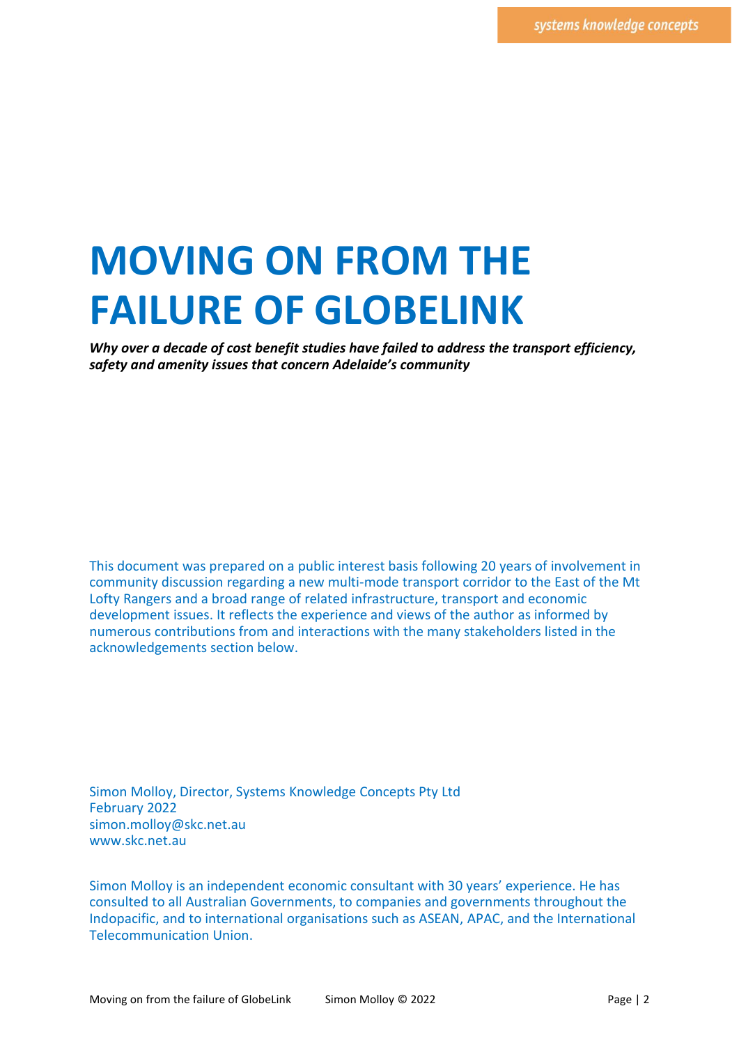# MOVING ON FROM THE FAILURE OF GLOBELINK

***Why over a decade of cost benefit studies have failed to address the transport efficiency, safety and amenity issues that concern Adelaide's community***

This document was prepared on a public interest basis following 20 years of involvement in community discussion regarding a new multi-mode transport corridor to the East of the Mt Lofty Rangers and a broad range of related infrastructure, transport and economic development issues. It reflects the experience and views of the author as informed by numerous contributions from and interactions with the many stakeholders listed in the acknowledgements section below.

Simon Molloy, Director, Systems Knowledge Concepts Pty Ltd
February 2022
simon.molloy@skc.net.au
www.skc.net.au

Simon Molloy is an independent economic consultant with 30 years' experience. He has consulted to all Australian Governments, to companies and governments throughout the Indopacific, and to international organisations such as ASEAN, APAC, and the International Telecommunication Union.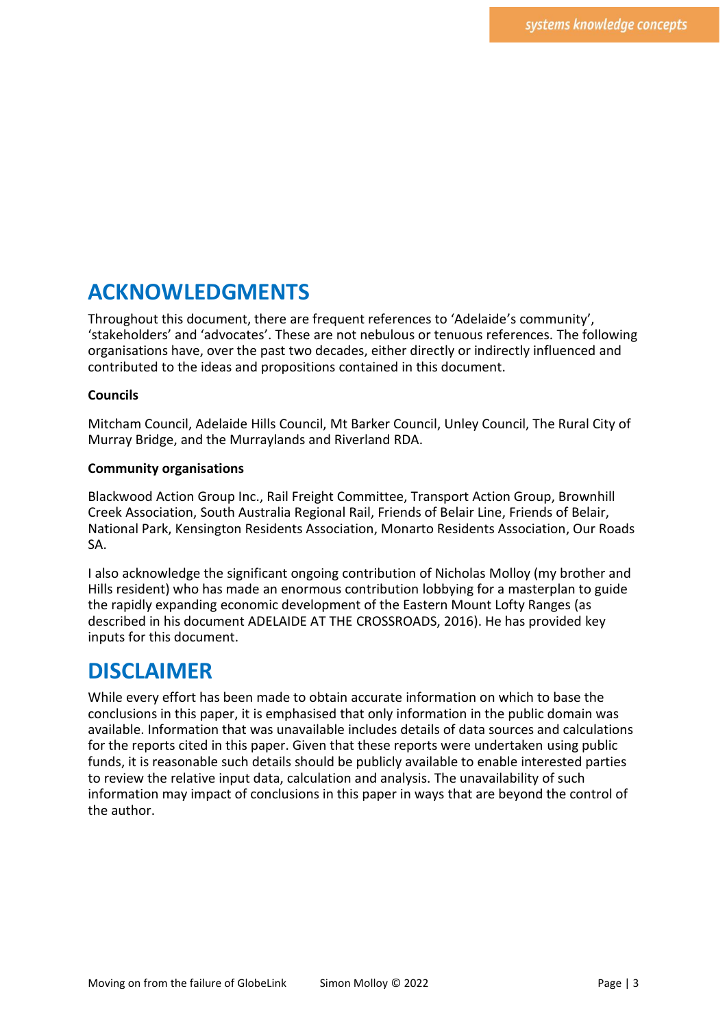# ACKNOWLEDGMENTS

Throughout this document, there are frequent references to 'Adelaide's community', 'stakeholders' and 'advocates'. These are not nebulous or tenuous references. The following organisations have, over the past two decades, either directly or indirectly influenced and contributed to the ideas and propositions contained in this document.

**Councils**

Mitcham Council, Adelaide Hills Council, Mt Barker Council, Unley Council, The Rural City of Murray Bridge, and the Murraylands and Riverland RDA.

**Community organisations**

Blackwood Action Group Inc., Rail Freight Committee, Transport Action Group, Brownhill Creek Association, South Australia Regional Rail, Friends of Belair Line, Friends of Belair, National Park, Kensington Residents Association, Monarto Residents Association, Our Roads SA.

I also acknowledge the significant ongoing contribution of Nicholas Molloy (my brother and Hills resident) who has made an enormous contribution lobbying for a masterplan to guide the rapidly expanding economic development of the Eastern Mount Lofty Ranges (as described in his document ADELAIDE AT THE CROSSROADS, 2016). He has provided key inputs for this document.

# DISCLAIMER

While every effort has been made to obtain accurate information on which to base the conclusions in this paper, it is emphasised that only information in the public domain was available. Information that was unavailable includes details of data sources and calculations for the reports cited in this paper. Given that these reports were undertaken using public funds, it is reasonable such details should be publicly available to enable interested parties to review the relative input data, calculation and analysis. The unavailability of such information may impact of conclusions in this paper in ways that are beyond the control of the author.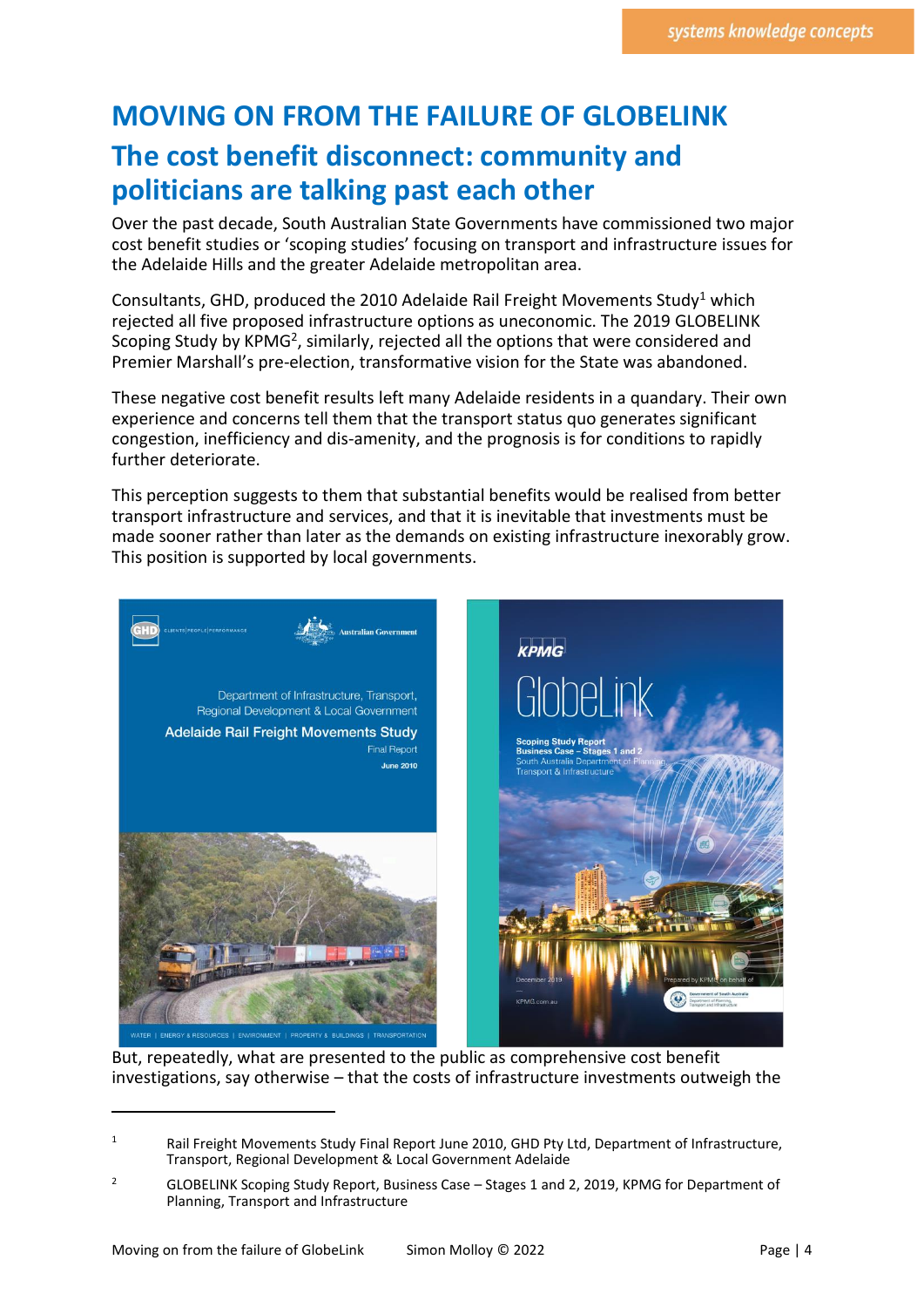# MOVING ON FROM THE FAILURE OF GLOBELINK

## The cost benefit disconnect: community and politicians are talking past each other

Over the past decade, South Australian State Governments have commissioned two major cost benefit studies or 'scoping studies' focusing on transport and infrastructure issues for the Adelaide Hills and the greater Adelaide metropolitan area.

Consultants, GHD, produced the 2010 Adelaide Rail Freight Movements Study[1] which rejected all five proposed infrastructure options as uneconomic. The 2019 GLOBELINK Scoping Study by KPMG[2], similarly, rejected all the options that were considered and Premier Marshall's pre-election, transformative vision for the State was abandoned.

These negative cost benefit results left many Adelaide residents in a quandary. Their own experience and concerns tell them that the transport status quo generates significant congestion, inefficiency and dis-amenity, and the prognosis is for conditions to rapidly further deteriorate.

This perception suggests to them that substantial benefits would be realised from better transport infrastructure and services, and that it is inevitable that investments must be made sooner rather than later as the demands on existing infrastructure inexorably grow. This position is supported by local governments.

But, repeatedly, what are presented to the public as comprehensive cost benefit investigations, say otherwise – that the costs of infrastructure investments outweigh the

---

[1] Rail Freight Movements Study Final Report June 2010, GHD Pty Ltd, Department of Infrastructure, Transport, Regional Development & Local Government Adelaide

[2] GLOBELINK Scoping Study Report, Business Case – Stages 1 and 2, 2019, KPMG for Department of Planning, Transport and Infrastructure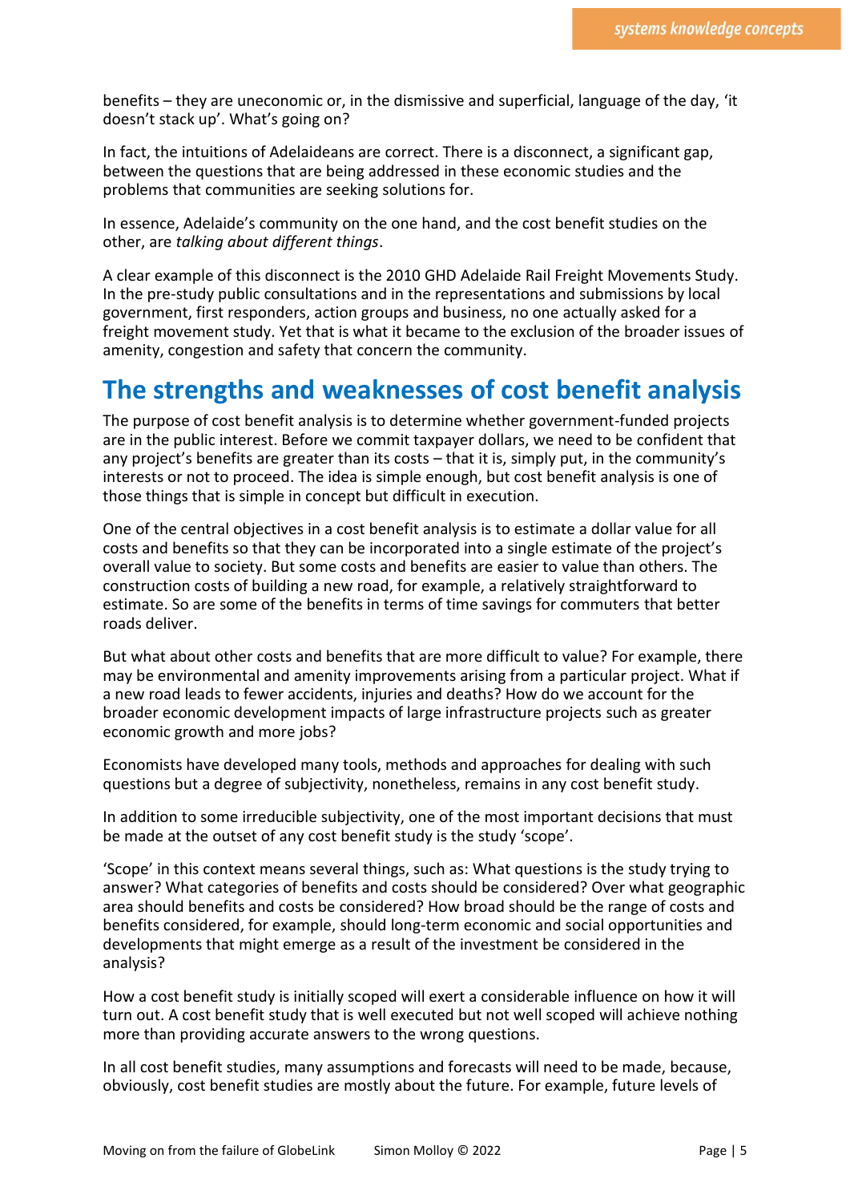benefits – they are uneconomic or, in the dismissive and superficial, language of the day, 'it doesn't stack up'. What's going on?

In fact, the intuitions of Adelaideans are correct. There is a disconnect, a significant gap, between the questions that are being addressed in these economic studies and the problems that communities are seeking solutions for.

In essence, Adelaide's community on the one hand, and the cost benefit studies on the other, are *talking about different things*.

A clear example of this disconnect is the 2010 GHD Adelaide Rail Freight Movements Study. In the pre-study public consultations and in the representations and submissions by local government, first responders, action groups and business, no one actually asked for a freight movement study. Yet that is what it became to the exclusion of the broader issues of amenity, congestion and safety that concern the community.

## The strengths and weaknesses of cost benefit analysis

The purpose of cost benefit analysis is to determine whether government-funded projects are in the public interest. Before we commit taxpayer dollars, we need to be confident that any project's benefits are greater than its costs – that it is, simply put, in the community's interests or not to proceed. The idea is simple enough, but cost benefit analysis is one of those things that is simple in concept but difficult in execution.

One of the central objectives in a cost benefit analysis is to estimate a dollar value for all costs and benefits so that they can be incorporated into a single estimate of the project's overall value to society. But some costs and benefits are easier to value than others. The construction costs of building a new road, for example, a relatively straightforward to estimate. So are some of the benefits in terms of time savings for commuters that better roads deliver.

But what about other costs and benefits that are more difficult to value? For example, there may be environmental and amenity improvements arising from a particular project. What if a new road leads to fewer accidents, injuries and deaths? How do we account for the broader economic development impacts of large infrastructure projects such as greater economic growth and more jobs?

Economists have developed many tools, methods and approaches for dealing with such questions but a degree of subjectivity, nonetheless, remains in any cost benefit study.

In addition to some irreducible subjectivity, one of the most important decisions that must be made at the outset of any cost benefit study is the study 'scope'.

'Scope' in this context means several things, such as: What questions is the study trying to answer? What categories of benefits and costs should be considered? Over what geographic area should benefits and costs be considered? How broad should be the range of costs and benefits considered, for example, should long-term economic and social opportunities and developments that might emerge as a result of the investment be considered in the analysis?

How a cost benefit study is initially scoped will exert a considerable influence on how it will turn out. A cost benefit study that is well executed but not well scoped will achieve nothing more than providing accurate answers to the wrong questions.

In all cost benefit studies, many assumptions and forecasts will need to be made, because, obviously, cost benefit studies are mostly about the future. For example, future levels of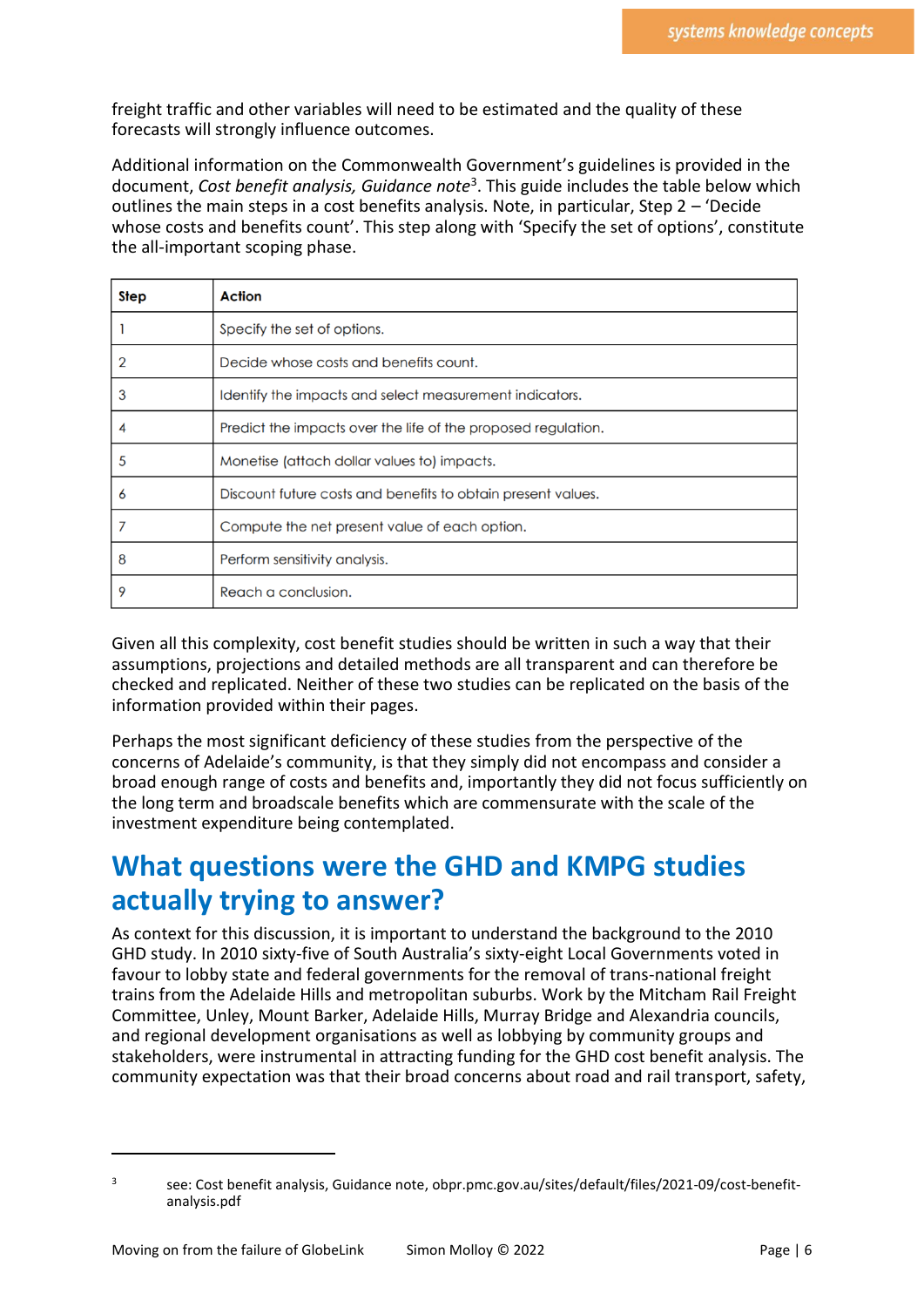freight traffic and other variables will need to be estimated and the quality of these forecasts will strongly influence outcomes.

Additional information on the Commonwealth Government's guidelines is provided in the document, *Cost benefit analysis, Guidance note*[3]. This guide includes the table below which outlines the main steps in a cost benefits analysis. Note, in particular, Step 2 – 'Decide whose costs and benefits count'. This step along with 'Specify the set of options', constitute the all-important scoping phase.

| Step | Action |
| --- | --- |
| 1 | Specify the set of options. |
| 2 | Decide whose costs and benefits count. |
| 3 | Identify the impacts and select measurement indicators. |
| 4 | Predict the impacts over the life of the proposed regulation. |
| 5 | Monetise (attach dollar values to) impacts. |
| 6 | Discount future costs and benefits to obtain present values. |
| 7 | Compute the net present value of each option. |
| 8 | Perform sensitivity analysis. |
| 9 | Reach a conclusion. |

Given all this complexity, cost benefit studies should be written in such a way that their assumptions, projections and detailed methods are all transparent and can therefore be checked and replicated. Neither of these two studies can be replicated on the basis of the information provided within their pages.

Perhaps the most significant deficiency of these studies from the perspective of the concerns of Adelaide's community, is that they simply did not encompass and consider a broad enough range of costs and benefits and, importantly they did not focus sufficiently on the long term and broadscale benefits which are commensurate with the scale of the investment expenditure being contemplated.

## What questions were the GHD and KMPG studies actually trying to answer?

As context for this discussion, it is important to understand the background to the 2010 GHD study. In 2010 sixty-five of South Australia's sixty-eight Local Governments voted in favour to lobby state and federal governments for the removal of trans-national freight trains from the Adelaide Hills and metropolitan suburbs. Work by the Mitcham Rail Freight Committee, Unley, Mount Barker, Adelaide Hills, Murray Bridge and Alexandria councils, and regional development organisations as well as lobbying by community groups and stakeholders, were instrumental in attracting funding for the GHD cost benefit analysis. The community expectation was that their broad concerns about road and rail transport, safety,

[3] see: Cost benefit analysis, Guidance note, obpr.pmc.gov.au/sites/default/files/2021-09/cost-benefit-analysis.pdf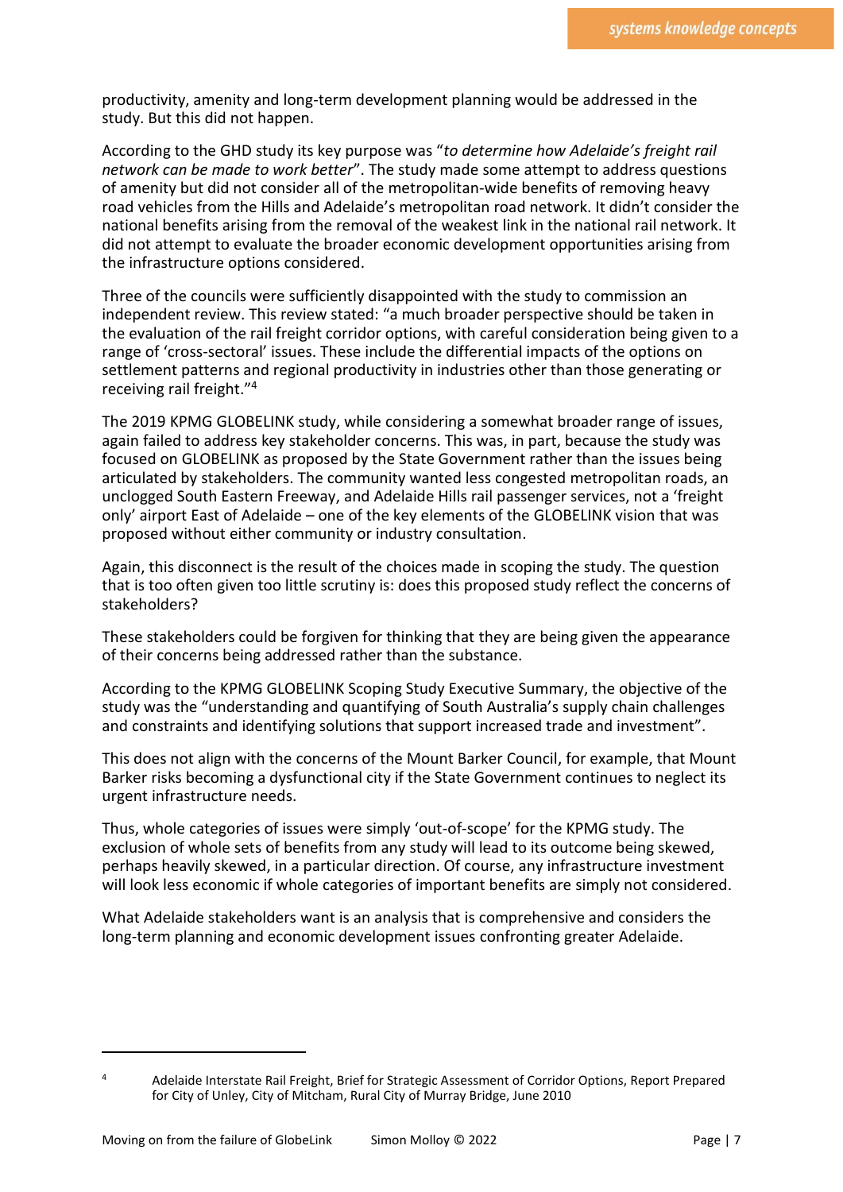productivity, amenity and long-term development planning would be addressed in the study. But this did not happen.

According to the GHD study its key purpose was "*to determine how Adelaide's freight rail network can be made to work better*". The study made some attempt to address questions of amenity but did not consider all of the metropolitan-wide benefits of removing heavy road vehicles from the Hills and Adelaide's metropolitan road network. It didn't consider the national benefits arising from the removal of the weakest link in the national rail network. It did not attempt to evaluate the broader economic development opportunities arising from the infrastructure options considered.

Three of the councils were sufficiently disappointed with the study to commission an independent review. This review stated: "a much broader perspective should be taken in the evaluation of the rail freight corridor options, with careful consideration being given to a range of 'cross-sectoral' issues. These include the differential impacts of the options on settlement patterns and regional productivity in industries other than those generating or receiving rail freight."[4]

The 2019 KPMG GLOBELINK study, while considering a somewhat broader range of issues, again failed to address key stakeholder concerns. This was, in part, because the study was focused on GLOBELINK as proposed by the State Government rather than the issues being articulated by stakeholders. The community wanted less congested metropolitan roads, an unclogged South Eastern Freeway, and Adelaide Hills rail passenger services, not a 'freight only' airport East of Adelaide – one of the key elements of the GLOBELINK vision that was proposed without either community or industry consultation.

Again, this disconnect is the result of the choices made in scoping the study. The question that is too often given too little scrutiny is: does this proposed study reflect the concerns of stakeholders?

These stakeholders could be forgiven for thinking that they are being given the appearance of their concerns being addressed rather than the substance.

According to the KPMG GLOBELINK Scoping Study Executive Summary, the objective of the study was the "understanding and quantifying of South Australia's supply chain challenges and constraints and identifying solutions that support increased trade and investment".

This does not align with the concerns of the Mount Barker Council, for example, that Mount Barker risks becoming a dysfunctional city if the State Government continues to neglect its urgent infrastructure needs.

Thus, whole categories of issues were simply 'out-of-scope' for the KPMG study. The exclusion of whole sets of benefits from any study will lead to its outcome being skewed, perhaps heavily skewed, in a particular direction. Of course, any infrastructure investment will look less economic if whole categories of important benefits are simply not considered.

What Adelaide stakeholders want is an analysis that is comprehensive and considers the long-term planning and economic development issues confronting greater Adelaide.

---

[4] Adelaide Interstate Rail Freight, Brief for Strategic Assessment of Corridor Options, Report Prepared for City of Unley, City of Mitcham, Rural City of Murray Bridge, June 2010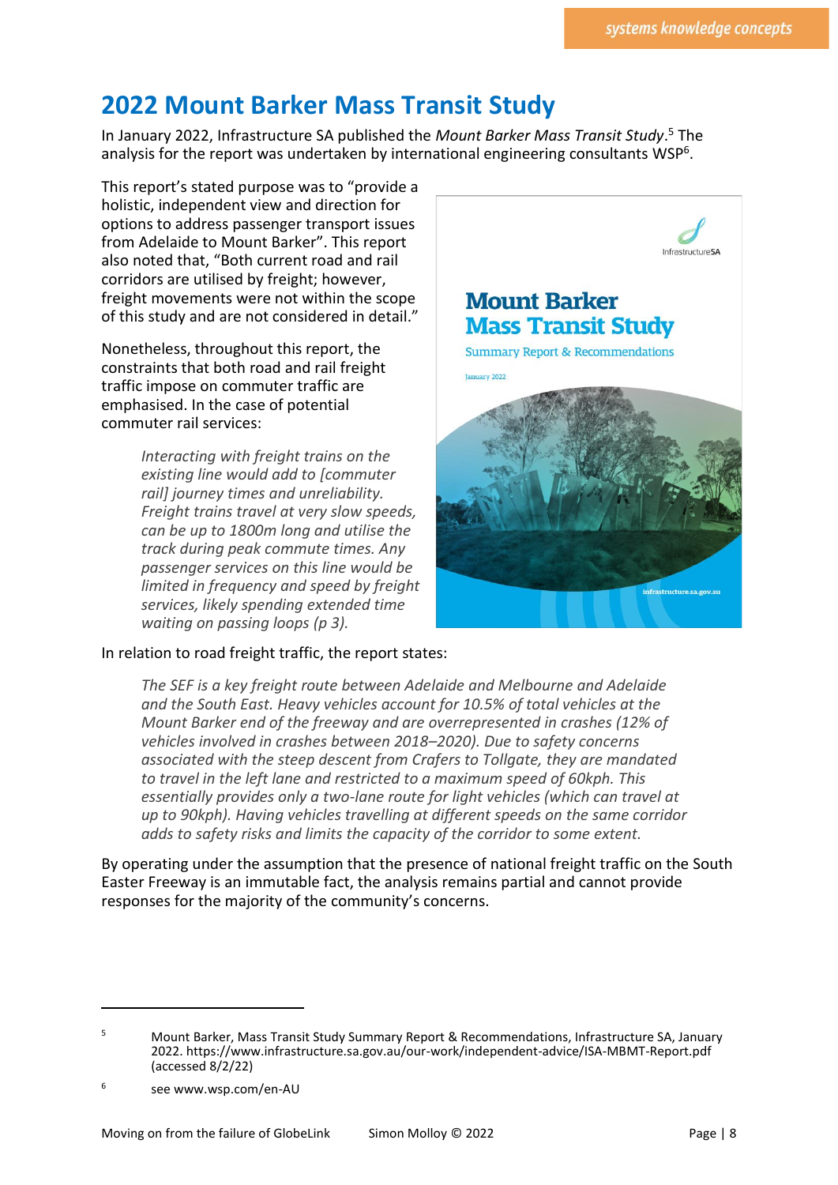## 2022 Mount Barker Mass Transit Study

In January 2022, Infrastructure SA published the *Mount Barker Mass Transit Study*.[5] The analysis for the report was undertaken by international engineering consultants WSP[6].

This report's stated purpose was to "provide a holistic, independent view and direction for options to address passenger transport issues from Adelaide to Mount Barker". This report also noted that, "Both current road and rail corridors are utilised by freight; however, freight movements were not within the scope of this study and are not considered in detail."

Nonetheless, throughout this report, the constraints that both road and rail freight traffic impose on commuter traffic are emphasised. In the case of potential commuter rail services:

> *Interacting with freight trains on the existing line would add to [commuter rail] journey times and unreliability. Freight trains travel at very slow speeds, can be up to 1800m long and utilise the track during peak commute times. Any passenger services on this line would be limited in frequency and speed by freight services, likely spending extended time waiting on passing loops (p 3).*

In relation to road freight traffic, the report states:

> *The SEF is a key freight route between Adelaide and Melbourne and Adelaide and the South East. Heavy vehicles account for 10.5% of total vehicles at the Mount Barker end of the freeway and are overrepresented in crashes (12% of vehicles involved in crashes between 2018–2020). Due to safety concerns associated with the steep descent from Crafers to Tollgate, they are mandated to travel in the left lane and restricted to a maximum speed of 60kph. This essentially provides only a two-lane route for light vehicles (which can travel at up to 90kph). Having vehicles travelling at different speeds on the same corridor adds to safety risks and limits the capacity of the corridor to some extent.*

By operating under the assumption that the presence of national freight traffic on the South Easter Freeway is an immutable fact, the analysis remains partial and cannot provide responses for the majority of the community's concerns.

---

[5] Mount Barker, Mass Transit Study Summary Report & Recommendations, Infrastructure SA, January 2022. https://www.infrastructure.sa.gov.au/our-work/independent-advice/ISA-MBMT-Report.pdf (accessed 8/2/22)

[6] see www.wsp.com/en-AU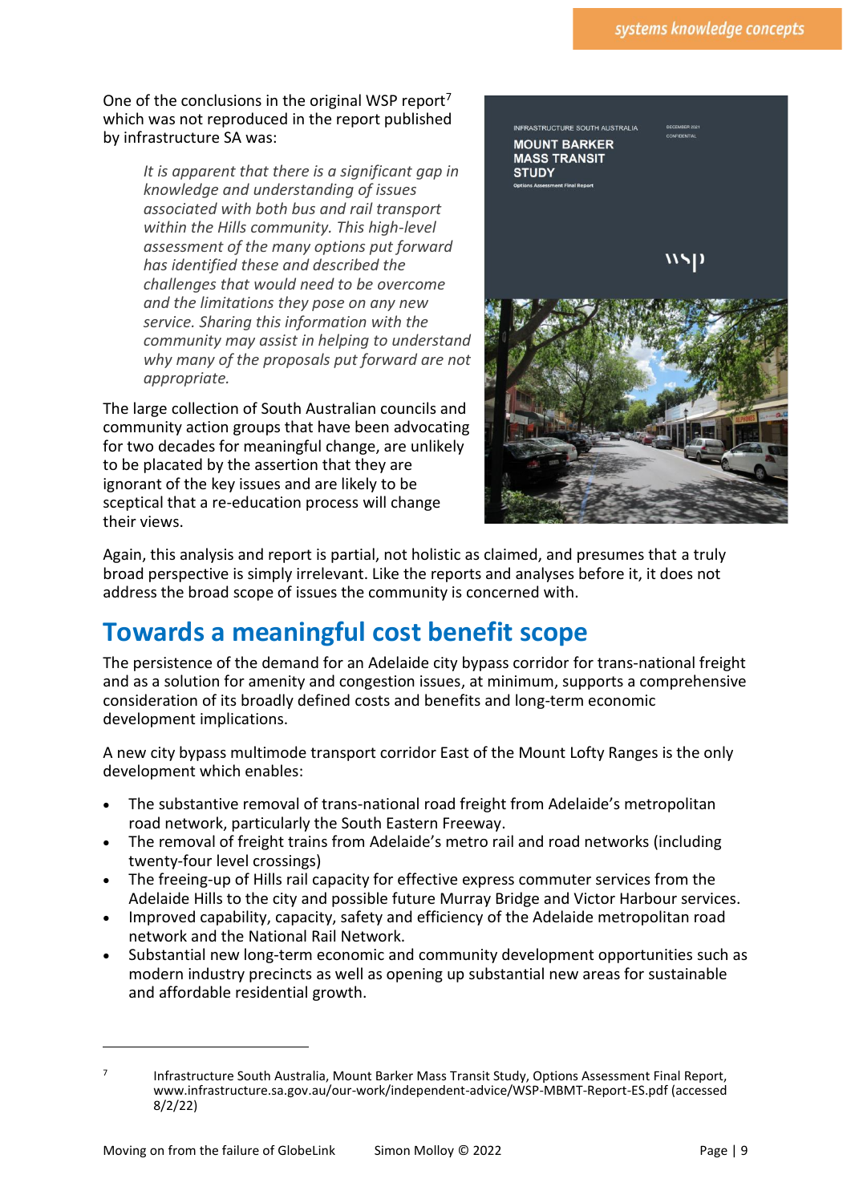One of the conclusions in the original WSP report[7] which was not reproduced in the report published by infrastructure SA was:

> *It is apparent that there is a significant gap in knowledge and understanding of issues associated with both bus and rail transport within the Hills community. This high-level assessment of the many options put forward has identified these and described the challenges that would need to be overcome and the limitations they pose on any new service. Sharing this information with the community may assist in helping to understand why many of the proposals put forward are not appropriate.*

The large collection of South Australian councils and community action groups that have been advocating for two decades for meaningful change, are unlikely to be placated by the assertion that they are ignorant of the key issues and are likely to be sceptical that a re-education process will change their views.

Again, this analysis and report is partial, not holistic as claimed, and presumes that a truly broad perspective is simply irrelevant. Like the reports and analyses before it, it does not address the broad scope of issues the community is concerned with.

## Towards a meaningful cost benefit scope

The persistence of the demand for an Adelaide city bypass corridor for trans-national freight and as a solution for amenity and congestion issues, at minimum, supports a comprehensive consideration of its broadly defined costs and benefits and long-term economic development implications.

A new city bypass multimode transport corridor East of the Mount Lofty Ranges is the only development which enables:

- The substantive removal of trans-national road freight from Adelaide's metropolitan road network, particularly the South Eastern Freeway.
- The removal of freight trains from Adelaide's metro rail and road networks (including twenty-four level crossings)
- The freeing-up of Hills rail capacity for effective express commuter services from the Adelaide Hills to the city and possible future Murray Bridge and Victor Harbour services.
- Improved capability, capacity, safety and efficiency of the Adelaide metropolitan road network and the National Rail Network.
- Substantial new long-term economic and community development opportunities such as modern industry precincts as well as opening up substantial new areas for sustainable and affordable residential growth.

---

[7] Infrastructure South Australia, Mount Barker Mass Transit Study, Options Assessment Final Report, www.infrastructure.sa.gov.au/our-work/independent-advice/WSP-MBMT-Report-ES.pdf (accessed 8/2/22)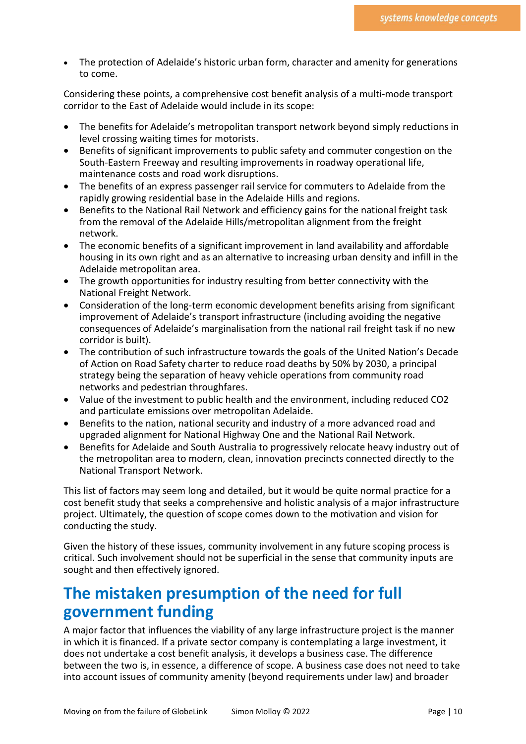- The protection of Adelaide's historic urban form, character and amenity for generations to come.

Considering these points, a comprehensive cost benefit analysis of a multi-mode transport corridor to the East of Adelaide would include in its scope:

- The benefits for Adelaide's metropolitan transport network beyond simply reductions in level crossing waiting times for motorists.
- Benefits of significant improvements to public safety and commuter congestion on the South-Eastern Freeway and resulting improvements in roadway operational life, maintenance costs and road work disruptions.
- The benefits of an express passenger rail service for commuters to Adelaide from the rapidly growing residential base in the Adelaide Hills and regions.
- Benefits to the National Rail Network and efficiency gains for the national freight task from the removal of the Adelaide Hills/metropolitan alignment from the freight network.
- The economic benefits of a significant improvement in land availability and affordable housing in its own right and as an alternative to increasing urban density and infill in the Adelaide metropolitan area.
- The growth opportunities for industry resulting from better connectivity with the National Freight Network.
- Consideration of the long-term economic development benefits arising from significant improvement of Adelaide's transport infrastructure (including avoiding the negative consequences of Adelaide's marginalisation from the national rail freight task if no new corridor is built).
- The contribution of such infrastructure towards the goals of the United Nation's Decade of Action on Road Safety charter to reduce road deaths by 50% by 2030, a principal strategy being the separation of heavy vehicle operations from community road networks and pedestrian throughfares.
- Value of the investment to public health and the environment, including reduced $CO_2$ and particulate emissions over metropolitan Adelaide.
- Benefits to the nation, national security and industry of a more advanced road and upgraded alignment for National Highway One and the National Rail Network.
- Benefits for Adelaide and South Australia to progressively relocate heavy industry out of the metropolitan area to modern, clean, innovation precincts connected directly to the National Transport Network.

This list of factors may seem long and detailed, but it would be quite normal practice for a cost benefit study that seeks a comprehensive and holistic analysis of a major infrastructure project. Ultimately, the question of scope comes down to the motivation and vision for conducting the study.

Given the history of these issues, community involvement in any future scoping process is critical. Such involvement should not be superficial in the sense that community inputs are sought and then effectively ignored.

## The mistaken presumption of the need for full government funding

A major factor that influences the viability of any large infrastructure project is the manner in which it is financed. If a private sector company is contemplating a large investment, it does not undertake a cost benefit analysis, it develops a business case. The difference between the two is, in essence, a difference of scope. A business case does not need to take into account issues of community amenity (beyond requirements under law) and broader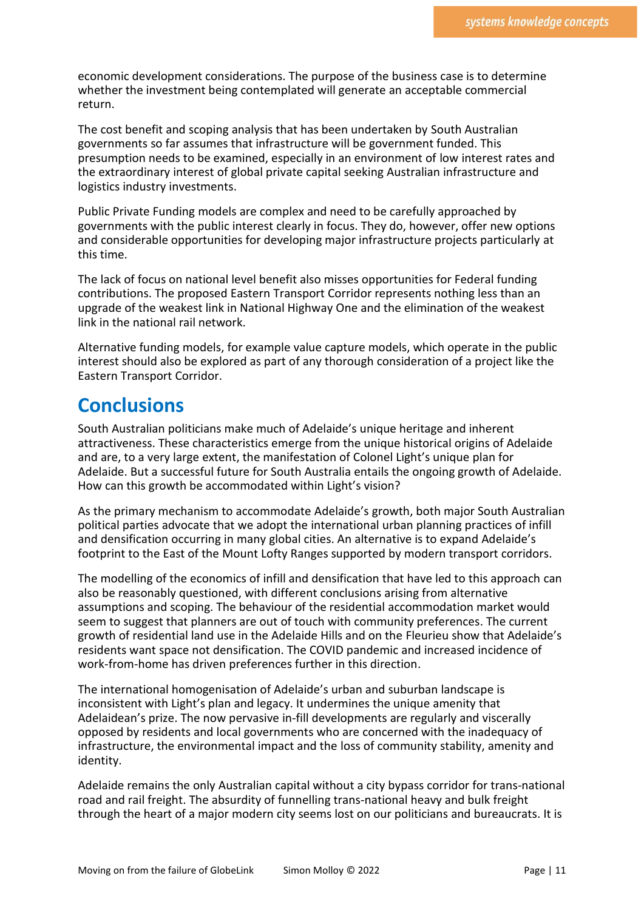economic development considerations. The purpose of the business case is to determine whether the investment being contemplated will generate an acceptable commercial return.

The cost benefit and scoping analysis that has been undertaken by South Australian governments so far assumes that infrastructure will be government funded. This presumption needs to be examined, especially in an environment of low interest rates and the extraordinary interest of global private capital seeking Australian infrastructure and logistics industry investments.

Public Private Funding models are complex and need to be carefully approached by governments with the public interest clearly in focus. They do, however, offer new options and considerable opportunities for developing major infrastructure projects particularly at this time.

The lack of focus on national level benefit also misses opportunities for Federal funding contributions. The proposed Eastern Transport Corridor represents nothing less than an upgrade of the weakest link in National Highway One and the elimination of the weakest link in the national rail network.

Alternative funding models, for example value capture models, which operate in the public interest should also be explored as part of any thorough consideration of a project like the Eastern Transport Corridor.

# Conclusions

South Australian politicians make much of Adelaide's unique heritage and inherent attractiveness. These characteristics emerge from the unique historical origins of Adelaide and are, to a very large extent, the manifestation of Colonel Light's unique plan for Adelaide. But a successful future for South Australia entails the ongoing growth of Adelaide. How can this growth be accommodated within Light's vision?

As the primary mechanism to accommodate Adelaide's growth, both major South Australian political parties advocate that we adopt the international urban planning practices of infill and densification occurring in many global cities. An alternative is to expand Adelaide's footprint to the East of the Mount Lofty Ranges supported by modern transport corridors.

The modelling of the economics of infill and densification that have led to this approach can also be reasonably questioned, with different conclusions arising from alternative assumptions and scoping. The behaviour of the residential accommodation market would seem to suggest that planners are out of touch with community preferences. The current growth of residential land use in the Adelaide Hills and on the Fleurieu show that Adelaide's residents want space not densification. The COVID pandemic and increased incidence of work-from-home has driven preferences further in this direction.

The international homogenisation of Adelaide's urban and suburban landscape is inconsistent with Light's plan and legacy. It undermines the unique amenity that Adelaidean's prize. The now pervasive in-fill developments are regularly and viscerally opposed by residents and local governments who are concerned with the inadequacy of infrastructure, the environmental impact and the loss of community stability, amenity and identity.

Adelaide remains the only Australian capital without a city bypass corridor for trans-national road and rail freight. The absurdity of funnelling trans-national heavy and bulk freight through the heart of a major modern city seems lost on our politicians and bureaucrats. It is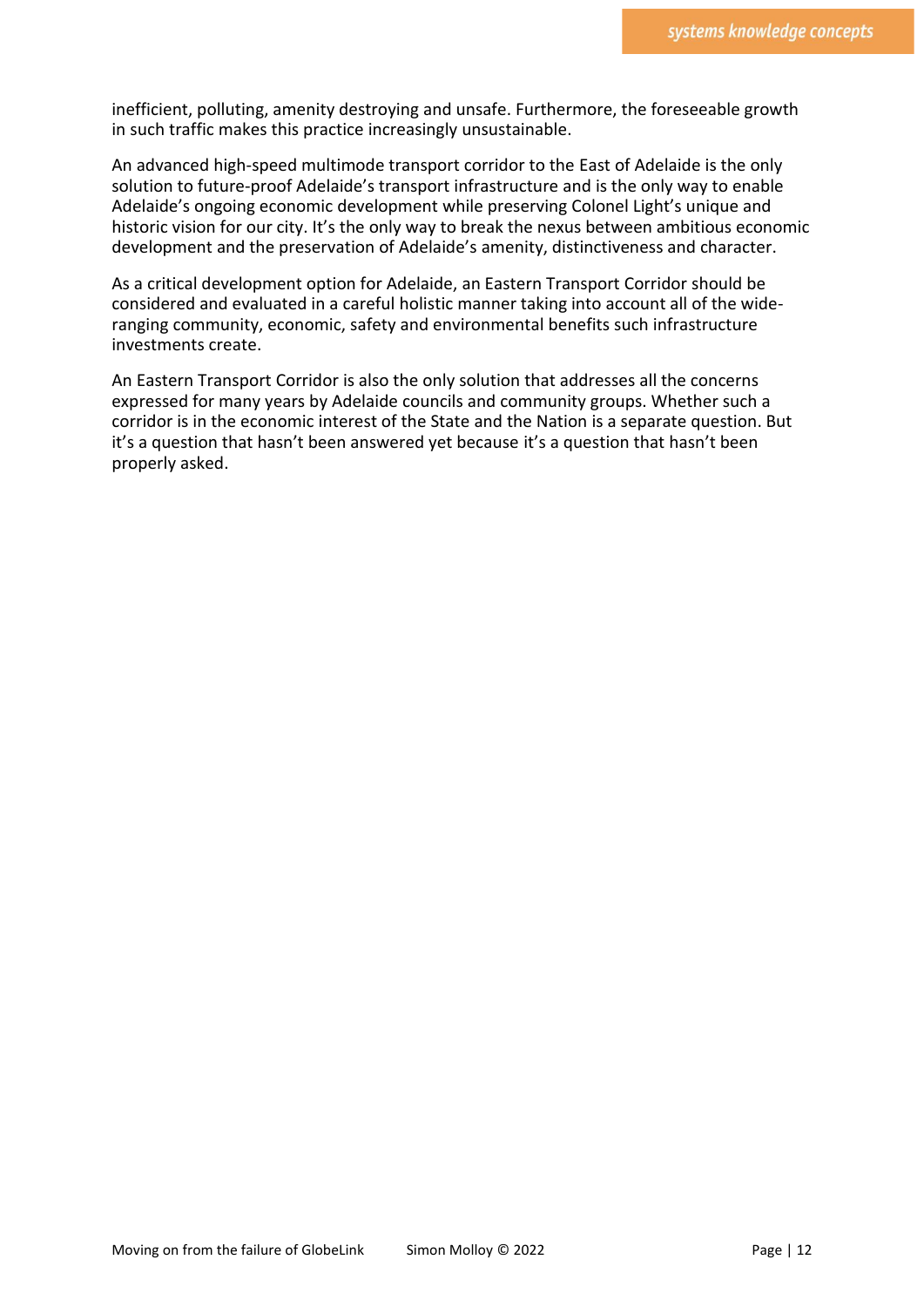inefficient, polluting, amenity destroying and unsafe. Furthermore, the foreseeable growth in such traffic makes this practice increasingly unsustainable.

An advanced high-speed multimode transport corridor to the East of Adelaide is the only solution to future-proof Adelaide's transport infrastructure and is the only way to enable Adelaide's ongoing economic development while preserving Colonel Light's unique and historic vision for our city. It's the only way to break the nexus between ambitious economic development and the preservation of Adelaide's amenity, distinctiveness and character.

As a critical development option for Adelaide, an Eastern Transport Corridor should be considered and evaluated in a careful holistic manner taking into account all of the wide-ranging community, economic, safety and environmental benefits such infrastructure investments create.

An Eastern Transport Corridor is also the only solution that addresses all the concerns expressed for many years by Adelaide councils and community groups. Whether such a corridor is in the economic interest of the State and the Nation is a separate question. But it's a question that hasn't been answered yet because it's a question that hasn't been properly asked.